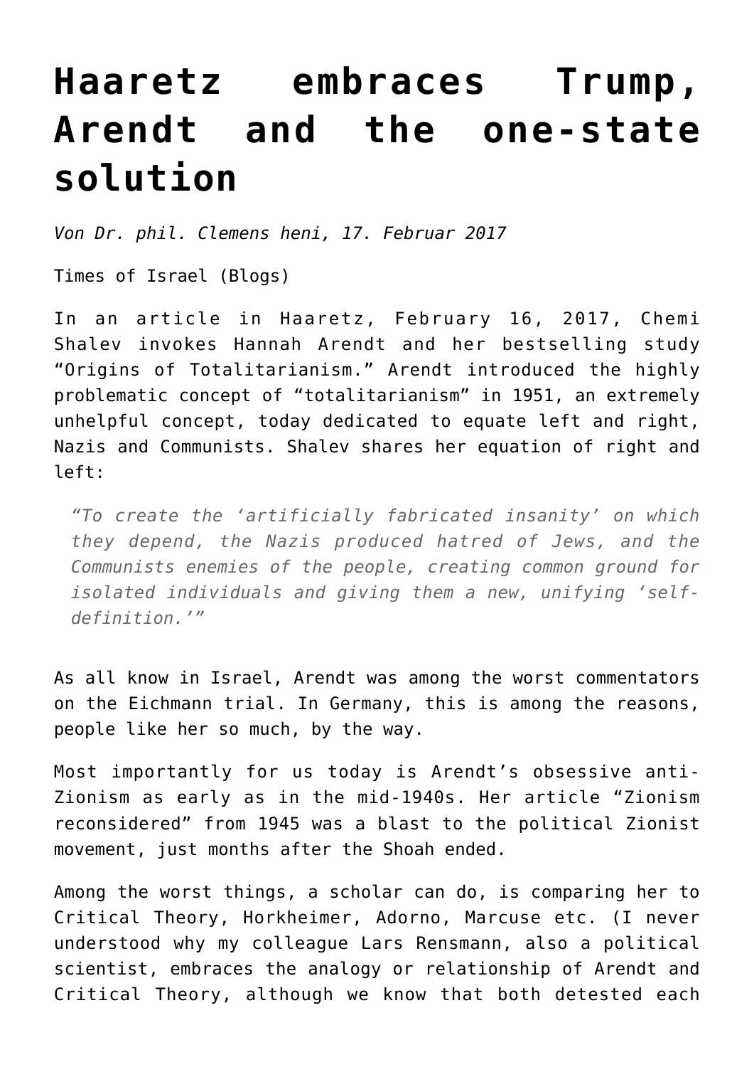# Haaretz embraces Trump, Arendt and the one-state solution

*Von Dr. phil. Clemens heni, 17. Februar 2017*

Times of Israel (Blogs)

In an article in Haaretz, February 16, 2017, Chemi Shalev invokes Hannah Arendt and her bestselling study "Origins of Totalitarianism." Arendt introduced the highly problematic concept of "totalitarianism" in 1951, an extremely unhelpful concept, today dedicated to equate left and right, Nazis and Communists. Shalev shares her equation of right and left:

> *"To create the 'artificially fabricated insanity' on which they depend, the Nazis produced hatred of Jews, and the Communists enemies of the people, creating common ground for isolated individuals and giving them a new, unifying 'self-definition.'"*

As all know in Israel, Arendt was among the worst commentators on the Eichmann trial. In Germany, this is among the reasons, people like her so much, by the way.

Most importantly for us today is Arendt's obsessive anti-Zionism as early as in the mid-1940s. Her article "Zionism reconsidered" from 1945 was a blast to the political Zionist movement, just months after the Shoah ended.

Among the worst things, a scholar can do, is comparing her to Critical Theory, Horkheimer, Adorno, Marcuse etc. (I never understood why my colleague Lars Rensmann, also a political scientist, embraces the analogy or relationship of Arendt and Critical Theory, although we know that both detested each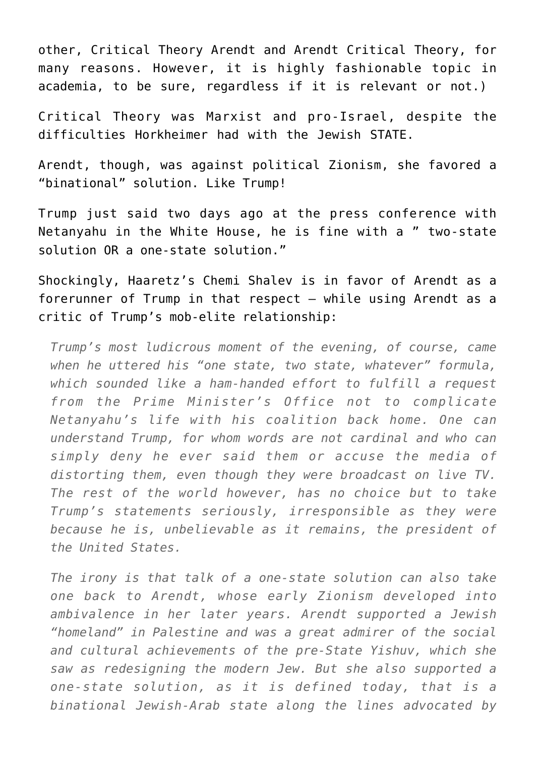other, Critical Theory Arendt and Arendt Critical Theory, for many reasons. However, it is highly fashionable topic in academia, to be sure, regardless if it is relevant or not.)

Critical Theory was Marxist and pro-Israel, despite the difficulties Horkheimer had with the Jewish STATE.

Arendt, though, was against political Zionism, she favored a "binational" solution. Like Trump!

Trump just said two days ago at the press conference with Netanyahu in the White House, he is fine with a " two-state solution OR a one-state solution."

Shockingly, Haaretz's Chemi Shalev is in favor of Arendt as a forerunner of Trump in that respect – while using Arendt as a critic of Trump's mob-elite relationship:

> *Trump's most ludicrous moment of the evening, of course, came when he uttered his "one state, two state, whatever" formula, which sounded like a ham-handed effort to fulfill a request from the Prime Minister's Office not to complicate Netanyahu's life with his coalition back home. One can understand Trump, for whom words are not cardinal and who can simply deny he ever said them or accuse the media of distorting them, even though they were broadcast on live TV. The rest of the world however, has no choice but to take Trump's statements seriously, irresponsible as they were because he is, unbelievable as it remains, the president of the United States.*
>
> *The irony is that talk of a one-state solution can also take one back to Arendt, whose early Zionism developed into ambivalence in her later years. Arendt supported a Jewish "homeland" in Palestine and was a great admirer of the social and cultural achievements of the pre-State Yishuv, which she saw as redesigning the modern Jew. But she also supported a one-state solution, as it is defined today, that is a binational Jewish-Arab state along the lines advocated by*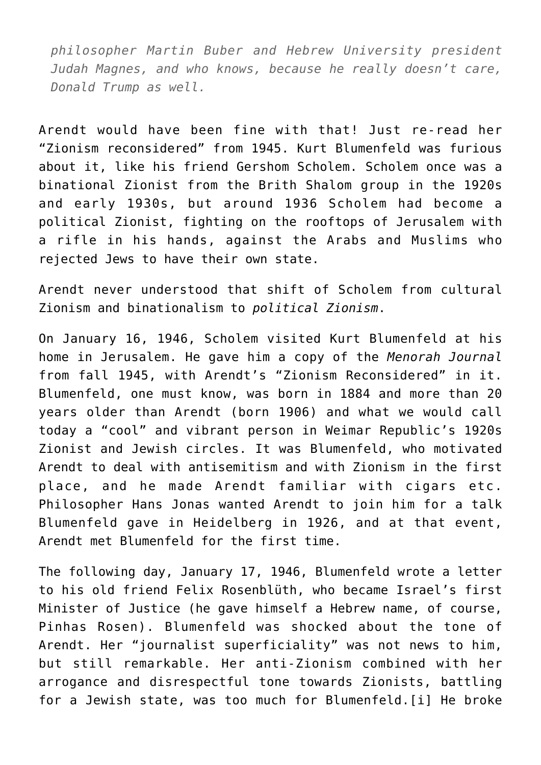*philosopher Martin Buber and Hebrew University president Judah Magnes, and who knows, because he really doesn't care, Donald Trump as well.*

Arendt would have been fine with that! Just re-read her "Zionism reconsidered" from 1945. Kurt Blumenfeld was furious about it, like his friend Gershom Scholem. Scholem once was a binational Zionist from the Brith Shalom group in the 1920s and early 1930s, but around 1936 Scholem had become a political Zionist, fighting on the rooftops of Jerusalem with a rifle in his hands, against the Arabs and Muslims who rejected Jews to have their own state.

Arendt never understood that shift of Scholem from cultural Zionism and binationalism to *political Zionism*.

On January 16, 1946, Scholem visited Kurt Blumenfeld at his home in Jerusalem. He gave him a copy of the *Menorah Journal* from fall 1945, with Arendt's "Zionism Reconsidered" in it. Blumenfeld, one must know, was born in 1884 and more than 20 years older than Arendt (born 1906) and what we would call today a "cool" and vibrant person in Weimar Republic's 1920s Zionist and Jewish circles. It was Blumenfeld, who motivated Arendt to deal with antisemitism and with Zionism in the first place, and he made Arendt familiar with cigars etc. Philosopher Hans Jonas wanted Arendt to join him for a talk Blumenfeld gave in Heidelberg in 1926, and at that event, Arendt met Blumenfeld for the first time.

The following day, January 17, 1946, Blumenfeld wrote a letter to his old friend Felix Rosenblüth, who became Israel's first Minister of Justice (he gave himself a Hebrew name, of course, Pinhas Rosen). Blumenfeld was shocked about the tone of Arendt. Her "journalist superficiality" was not news to him, but still remarkable. Her anti-Zionism combined with her arrogance and disrespectful tone towards Zionists, battling for a Jewish state, was too much for Blumenfeld.[i] He broke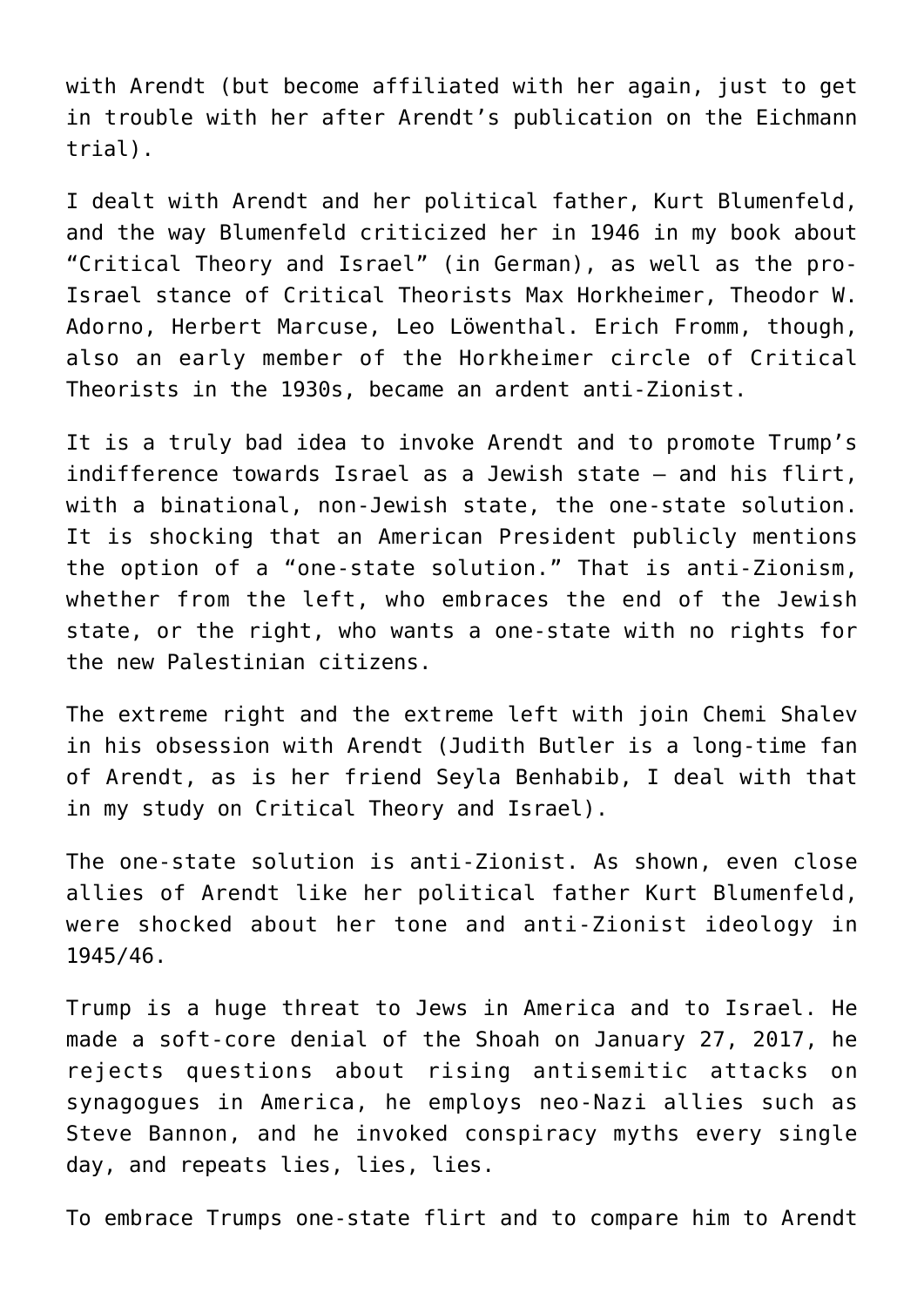with Arendt (but become affiliated with her again, just to get in trouble with her after Arendt's publication on the Eichmann trial).

I dealt with Arendt and her political father, Kurt Blumenfeld, and the way Blumenfeld criticized her in 1946 in my book about "Critical Theory and Israel" (in German), as well as the pro-Israel stance of Critical Theorists Max Horkheimer, Theodor W. Adorno, Herbert Marcuse, Leo Löwenthal. Erich Fromm, though, also an early member of the Horkheimer circle of Critical Theorists in the 1930s, became an ardent anti-Zionist.

It is a truly bad idea to invoke Arendt and to promote Trump's indifference towards Israel as a Jewish state – and his flirt, with a binational, non-Jewish state, the one-state solution. It is shocking that an American President publicly mentions the option of a "one-state solution." That is anti-Zionism, whether from the left, who embraces the end of the Jewish state, or the right, who wants a one-state with no rights for the new Palestinian citizens.

The extreme right and the extreme left with join Chemi Shalev in his obsession with Arendt (Judith Butler is a long-time fan of Arendt, as is her friend Seyla Benhabib, I deal with that in my study on Critical Theory and Israel).

The one-state solution is anti-Zionist. As shown, even close allies of Arendt like her political father Kurt Blumenfeld, were shocked about her tone and anti-Zionist ideology in 1945/46.

Trump is a huge threat to Jews in America and to Israel. He made a soft-core denial of the Shoah on January 27, 2017, he rejects questions about rising antisemitic attacks on synagogues in America, he employs neo-Nazi allies such as Steve Bannon, and he invoked conspiracy myths every single day, and repeats lies, lies, lies.

To embrace Trumps one-state flirt and to compare him to Arendt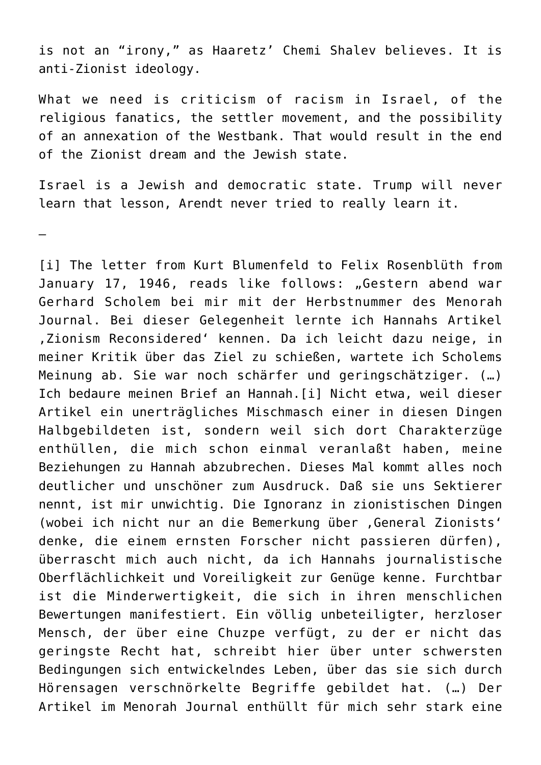is not an "irony," as Haaretz' Chemi Shalev believes. It is anti-Zionist ideology.

What we need is criticism of racism in Israel, of the religious fanatics, the settler movement, and the possibility of an annexation of the Westbank. That would result in the end of the Zionist dream and the Jewish state.

Israel is a Jewish and democratic state. Trump will never learn that lesson, Arendt never tried to really learn it.

—

[i] The letter from Kurt Blumenfeld to Felix Rosenblüth from January 17, 1946, reads like follows: „Gestern abend war Gerhard Scholem bei mir mit der Herbstnummer des Menorah Journal. Bei dieser Gelegenheit lernte ich Hannahs Artikel ‚Zionism Reconsidered' kennen. Da ich leicht dazu neige, in meiner Kritik über das Ziel zu schießen, wartete ich Scholems Meinung ab. Sie war noch schärfer und geringschätziger. (…) Ich bedaure meinen Brief an Hannah.[i] Nicht etwa, weil dieser Artikel ein unerträgliches Mischmasch einer in diesen Dingen Halbgebildeten ist, sondern weil sich dort Charakterzüge enthüllen, die mich schon einmal veranlaßt haben, meine Beziehungen zu Hannah abzubrechen. Dieses Mal kommt alles noch deutlicher und unschöner zum Ausdruck. Daß sie uns Sektierer nennt, ist mir unwichtig. Die Ignoranz in zionistischen Dingen (wobei ich nicht nur an die Bemerkung über ‚General Zionists' denke, die einem ernsten Forscher nicht passieren dürfen), überrascht mich auch nicht, da ich Hannahs journalistische Oberflächlichkeit und Voreiligkeit zur Genüge kenne. Furchtbar ist die Minderwertigkeit, die sich in ihren menschlichen Bewertungen manifestiert. Ein völlig unbeteiligter, herzloser Mensch, der über eine Chuzpe verfügt, zu der er nicht das geringste Recht hat, schreibt hier über unter schwersten Bedingungen sich entwickelndes Leben, über das sie sich durch Hörensagen verschnörkelte Begriffe gebildet hat. (…) Der Artikel im Menorah Journal enthüllt für mich sehr stark eine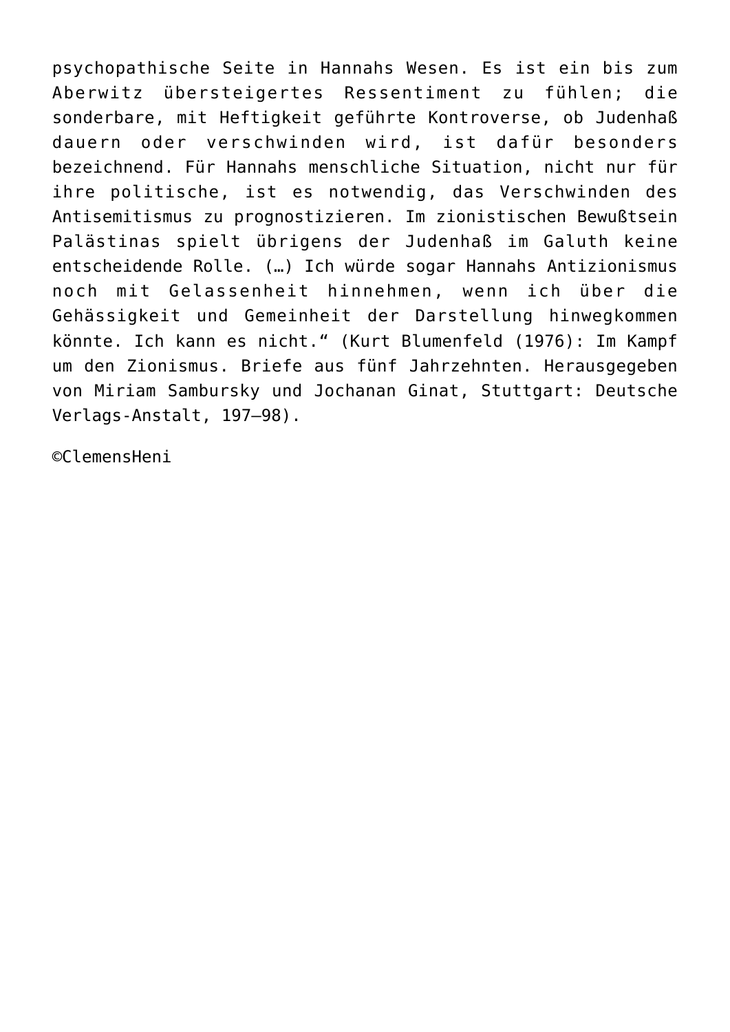psychopathische Seite in Hannahs Wesen. Es ist ein bis zum Aberwitz übersteigertes Ressentiment zu fühlen; die sonderbare, mit Heftigkeit geführte Kontroverse, ob Judenhaß dauern oder verschwinden wird, ist dafür besonders bezeichnend. Für Hannahs menschliche Situation, nicht nur für ihre politische, ist es notwendig, das Verschwinden des Antisemitismus zu prognostizieren. Im zionistischen Bewußtsein Palästinas spielt übrigens der Judenhaß im Galuth keine entscheidende Rolle. (…) Ich würde sogar Hannahs Antizionismus noch mit Gelassenheit hinnehmen, wenn ich über die Gehässigkeit und Gemeinheit der Darstellung hinwegkommen könnte. Ich kann es nicht." (Kurt Blumenfeld (1976): Im Kampf um den Zionismus. Briefe aus fünf Jahrzehnten. Herausgegeben von Miriam Sambursky und Jochanan Ginat, Stuttgart: Deutsche Verlags-Anstalt, 197–98).

©ClemensHeni